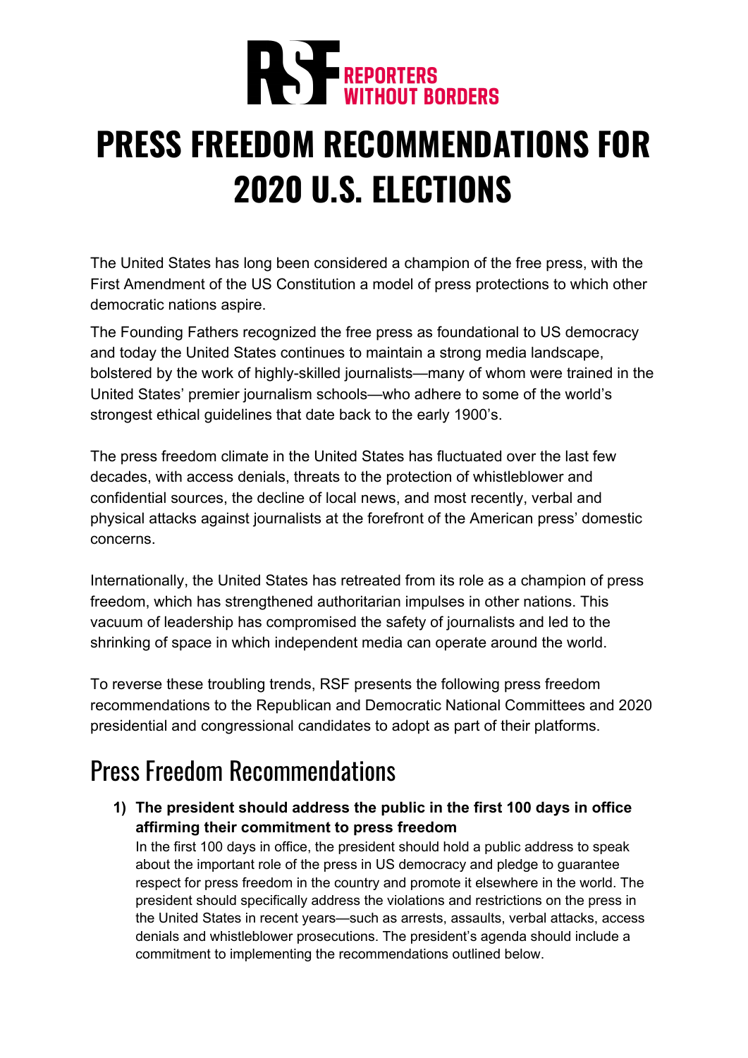RSF REPORTERS WITHOUT BORDERS

# PRESS FREEDOM RECOMMENDATIONS FOR 2020 U.S. ELECTIONS

The United States has long been considered a champion of the free press, with the First Amendment of the US Constitution a model of press protections to which other democratic nations aspire.

The Founding Fathers recognized the free press as foundational to US democracy and today the United States continues to maintain a strong media landscape, bolstered by the work of highly-skilled journalists—many of whom were trained in the United States' premier journalism schools—who adhere to some of the world's strongest ethical guidelines that date back to the early 1900's.

The press freedom climate in the United States has fluctuated over the last few decades, with access denials, threats to the protection of whistleblower and confidential sources, the decline of local news, and most recently, verbal and physical attacks against journalists at the forefront of the American press' domestic concerns.

Internationally, the United States has retreated from its role as a champion of press freedom, which has strengthened authoritarian impulses in other nations. This vacuum of leadership has compromised the safety of journalists and led to the shrinking of space in which independent media can operate around the world.

To reverse these troubling trends, RSF presents the following press freedom recommendations to the Republican and Democratic National Committees and 2020 presidential and congressional candidates to adopt as part of their platforms.

## Press Freedom Recommendations

1) **The president should address the public in the first 100 days in office affirming their commitment to press freedom**
   In the first 100 days in office, the president should hold a public address to speak about the important role of the press in US democracy and pledge to guarantee respect for press freedom in the country and promote it elsewhere in the world. The president should specifically address the violations and restrictions on the press in the United States in recent years—such as arrests, assaults, verbal attacks, access denials and whistleblower prosecutions. The president's agenda should include a commitment to implementing the recommendations outlined below.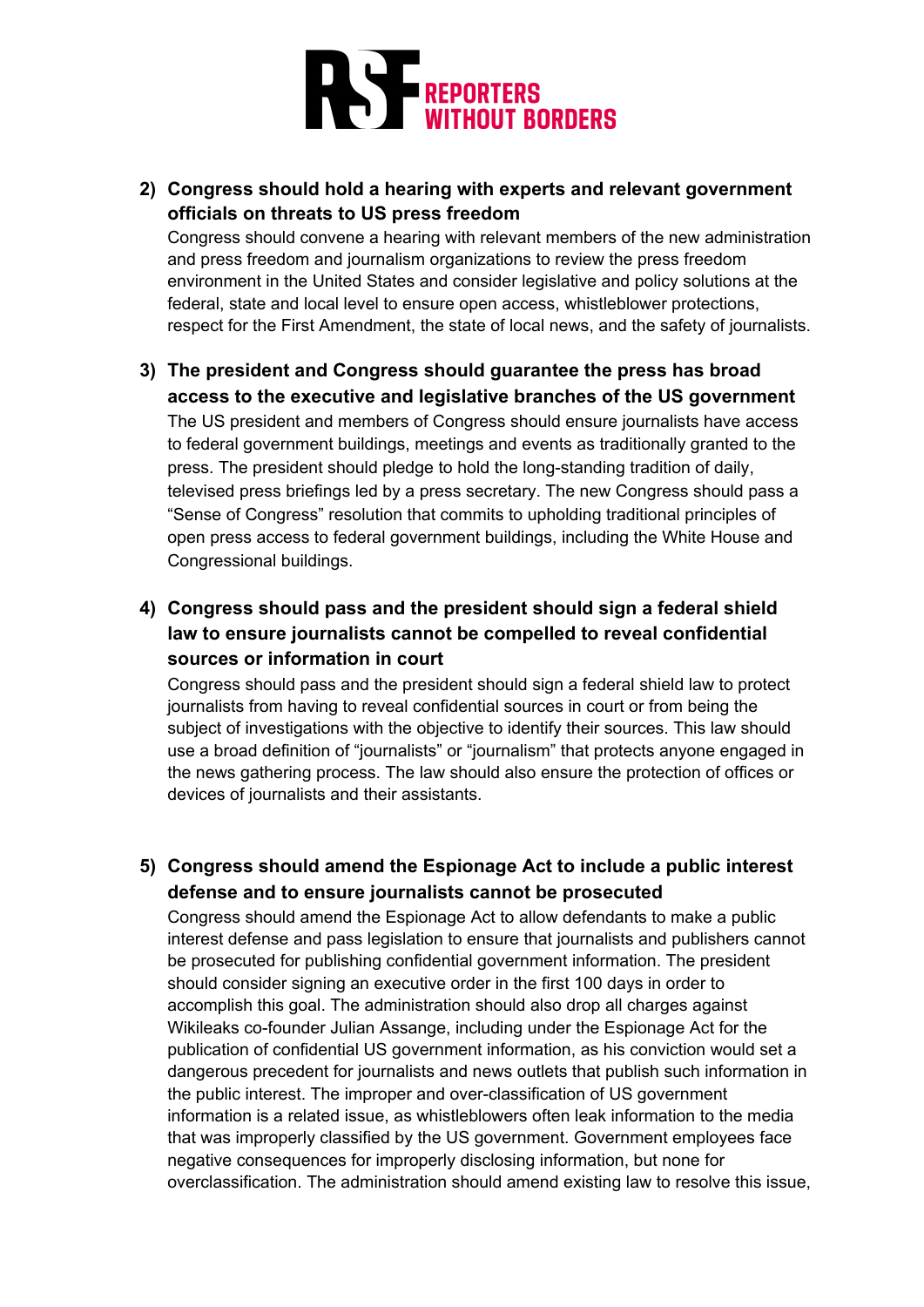2) **Congress should hold a hearing with experts and relevant government officials on threats to US press freedom**
   Congress should convene a hearing with relevant members of the new administration and press freedom and journalism organizations to review the press freedom environment in the United States and consider legislative and policy solutions at the federal, state and local level to ensure open access, whistleblower protections, respect for the First Amendment, the state of local news, and the safety of journalists.

3) **The president and Congress should guarantee the press has broad access to the executive and legislative branches of the US government**
   The US president and members of Congress should ensure journalists have access to federal government buildings, meetings and events as traditionally granted to the press. The president should pledge to hold the long-standing tradition of daily, televised press briefings led by a press secretary. The new Congress should pass a "Sense of Congress" resolution that commits to upholding traditional principles of open press access to federal government buildings, including the White House and Congressional buildings.

4) **Congress should pass and the president should sign a federal shield law to ensure journalists cannot be compelled to reveal confidential sources or information in court**
   Congress should pass and the president should sign a federal shield law to protect journalists from having to reveal confidential sources in court or from being the subject of investigations with the objective to identify their sources. This law should use a broad definition of "journalists" or "journalism" that protects anyone engaged in the news gathering process. The law should also ensure the protection of offices or devices of journalists and their assistants.

5) **Congress should amend the Espionage Act to include a public interest defense and to ensure journalists cannot be prosecuted**
   Congress should amend the Espionage Act to allow defendants to make a public interest defense and pass legislation to ensure that journalists and publishers cannot be prosecuted for publishing confidential government information. The president should consider signing an executive order in the first 100 days in order to accomplish this goal. The administration should also drop all charges against Wikileaks co-founder Julian Assange, including under the Espionage Act for the publication of confidential US government information, as his conviction would set a dangerous precedent for journalists and news outlets that publish such information in the public interest. The improper and over-classification of US government information is a related issue, as whistleblowers often leak information to the media that was improperly classified by the US government. Government employees face negative consequences for improperly disclosing information, but none for overclassification. The administration should amend existing law to resolve this issue,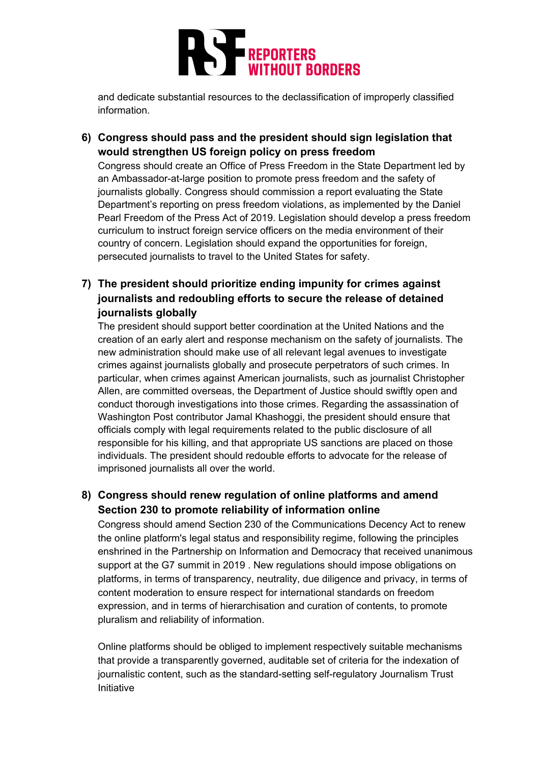and dedicate substantial resources to the declassification of improperly classified information.

6) **Congress should pass and the president should sign legislation that would strengthen US foreign policy on press freedom**
   Congress should create an Office of Press Freedom in the State Department led by an Ambassador-at-large position to promote press freedom and the safety of journalists globally. Congress should commission a report evaluating the State Department's reporting on press freedom violations, as implemented by the Daniel Pearl Freedom of the Press Act of 2019. Legislation should develop a press freedom curriculum to instruct foreign service officers on the media environment of their country of concern. Legislation should expand the opportunities for foreign, persecuted journalists to travel to the United States for safety.

7) **The president should prioritize ending impunity for crimes against journalists and redoubling efforts to secure the release of detained journalists globally**
   The president should support better coordination at the United Nations and the creation of an early alert and response mechanism on the safety of journalists. The new administration should make use of all relevant legal avenues to investigate crimes against journalists globally and prosecute perpetrators of such crimes. In particular, when crimes against American journalists, such as journalist Christopher Allen, are committed overseas, the Department of Justice should swiftly open and conduct thorough investigations into those crimes. Regarding the assassination of Washington Post contributor Jamal Khashoggi, the president should ensure that officials comply with legal requirements related to the public disclosure of all responsible for his killing, and that appropriate US sanctions are placed on those individuals. The president should redouble efforts to advocate for the release of imprisoned journalists all over the world.

8) **Congress should renew regulation of online platforms and amend Section 230 to promote reliability of information online**
   Congress should amend Section 230 of the Communications Decency Act to renew the online platform's legal status and responsibility regime, following the principles enshrined in the Partnership on Information and Democracy that received unanimous support at the G7 summit in 2019 . New regulations should impose obligations on platforms, in terms of transparency, neutrality, due diligence and privacy, in terms of content moderation to ensure respect for international standards on freedom expression, and in terms of hierarchisation and curation of contents, to promote pluralism and reliability of information.

   Online platforms should be obliged to implement respectively suitable mechanisms that provide a transparently governed, auditable set of criteria for the indexation of journalistic content, such as the standard-setting self-regulatory Journalism Trust Initiative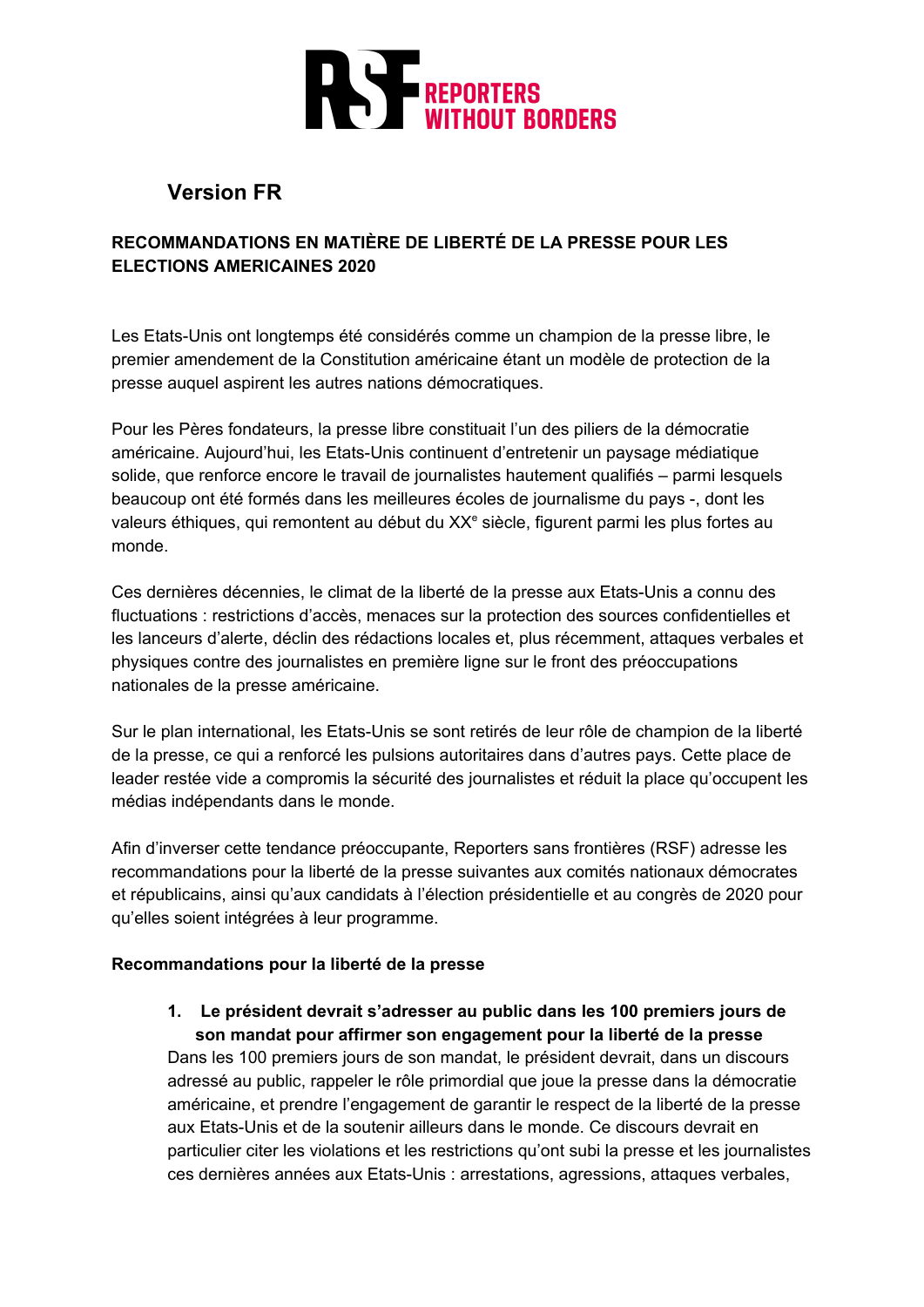# RSF REPORTERS WITHOUT BORDERS

## Version FR

**RECOMMANDATIONS EN MATIÈRE DE LIBERTÉ DE LA PRESSE POUR LES ELECTIONS AMERICAINES 2020**

Les Etats-Unis ont longtemps été considérés comme un champion de la presse libre, le premier amendement de la Constitution américaine étant un modèle de protection de la presse auquel aspirent les autres nations démocratiques.

Pour les Pères fondateurs, la presse libre constituait l'un des piliers de la démocratie américaine. Aujourd'hui, les Etats-Unis continuent d'entretenir un paysage médiatique solide, que renforce encore le travail de journalistes hautement qualifiés – parmi lesquels beaucoup ont été formés dans les meilleures écoles de journalisme du pays -, dont les valeurs éthiques, qui remontent au début du XXe siècle, figurent parmi les plus fortes au monde.

Ces dernières décennies, le climat de la liberté de la presse aux Etats-Unis a connu des fluctuations : restrictions d'accès, menaces sur la protection des sources confidentielles et les lanceurs d'alerte, déclin des rédactions locales et, plus récemment, attaques verbales et physiques contre des journalistes en première ligne sur le front des préoccupations nationales de la presse américaine.

Sur le plan international, les Etats-Unis se sont retirés de leur rôle de champion de la liberté de la presse, ce qui a renforcé les pulsions autoritaires dans d'autres pays. Cette place de leader restée vide a compromis la sécurité des journalistes et réduit la place qu'occupent les médias indépendants dans le monde.

Afin d'inverser cette tendance préoccupante, Reporters sans frontières (RSF) adresse les recommandations pour la liberté de la presse suivantes aux comités nationaux démocrates et républicains, ainsi qu'aux candidats à l'élection présidentielle et au congrès de 2020 pour qu'elles soient intégrées à leur programme.

**Recommandations pour la liberté de la presse**

1. **Le président devrait s'adresser au public dans les 100 premiers jours de son mandat pour affirmer son engagement pour la liberté de la presse**
   Dans les 100 premiers jours de son mandat, le président devrait, dans un discours adressé au public, rappeler le rôle primordial que joue la presse dans la démocratie américaine, et prendre l'engagement de garantir le respect de la liberté de la presse aux Etats-Unis et de la soutenir ailleurs dans le monde. Ce discours devrait en particulier citer les violations et les restrictions qu'ont subi la presse et les journalistes ces dernières années aux Etats-Unis : arrestations, agressions, attaques verbales,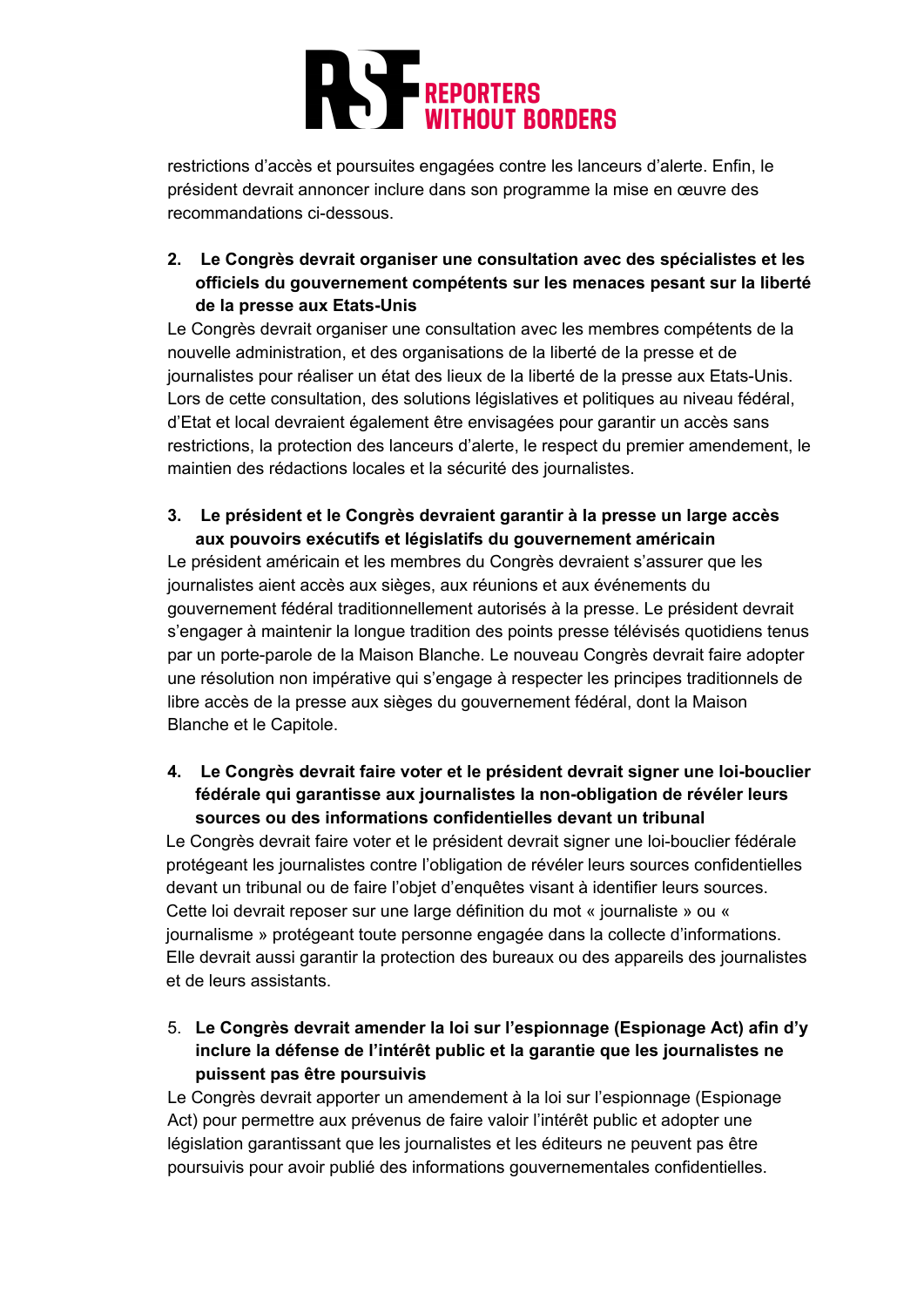restrictions d'accès et poursuites engagées contre les lanceurs d'alerte. Enfin, le président devrait annoncer inclure dans son programme la mise en œuvre des recommandations ci-dessous.

2. **Le Congrès devrait organiser une consultation avec des spécialistes et les officiels du gouvernement compétents sur les menaces pesant sur la liberté de la presse aux Etats-Unis**

Le Congrès devrait organiser une consultation avec les membres compétents de la nouvelle administration, et des organisations de la liberté de la presse et de journalistes pour réaliser un état des lieux de la liberté de la presse aux Etats-Unis. Lors de cette consultation, des solutions législatives et politiques au niveau fédéral, d'Etat et local devraient également être envisagées pour garantir un accès sans restrictions, la protection des lanceurs d'alerte, le respect du premier amendement, le maintien des rédactions locales et la sécurité des journalistes.

3. **Le président et le Congrès devraient garantir à la presse un large accès aux pouvoirs exécutifs et législatifs du gouvernement américain**

Le président américain et les membres du Congrès devraient s'assurer que les journalistes aient accès aux sièges, aux réunions et aux événements du gouvernement fédéral traditionnellement autorisés à la presse. Le président devrait s'engager à maintenir la longue tradition des points presse télévisés quotidiens tenus par un porte-parole de la Maison Blanche. Le nouveau Congrès devrait faire adopter une résolution non impérative qui s'engage à respecter les principes traditionnels de libre accès de la presse aux sièges du gouvernement fédéral, dont la Maison Blanche et le Capitole.

4. **Le Congrès devrait faire voter et le président devrait signer une loi-bouclier fédérale qui garantisse aux journalistes la non-obligation de révéler leurs sources ou des informations confidentielles devant un tribunal**

Le Congrès devrait faire voter et le président devrait signer une loi-bouclier fédérale protégeant les journalistes contre l'obligation de révéler leurs sources confidentielles devant un tribunal ou de faire l'objet d'enquêtes visant à identifier leurs sources. Cette loi devrait reposer sur une large définition du mot « journaliste » ou « journalisme » protégeant toute personne engagée dans la collecte d'informations. Elle devrait aussi garantir la protection des bureaux ou des appareils des journalistes et de leurs assistants.

5. **Le Congrès devrait amender la loi sur l'espionnage (Espionage Act) afin d'y inclure la défense de l'intérêt public et la garantie que les journalistes ne puissent pas être poursuivis**

Le Congrès devrait apporter un amendement à la loi sur l'espionnage (Espionage Act) pour permettre aux prévenus de faire valoir l'intérêt public et adopter une législation garantissant que les journalistes et les éditeurs ne peuvent pas être poursuivis pour avoir publié des informations gouvernementales confidentielles.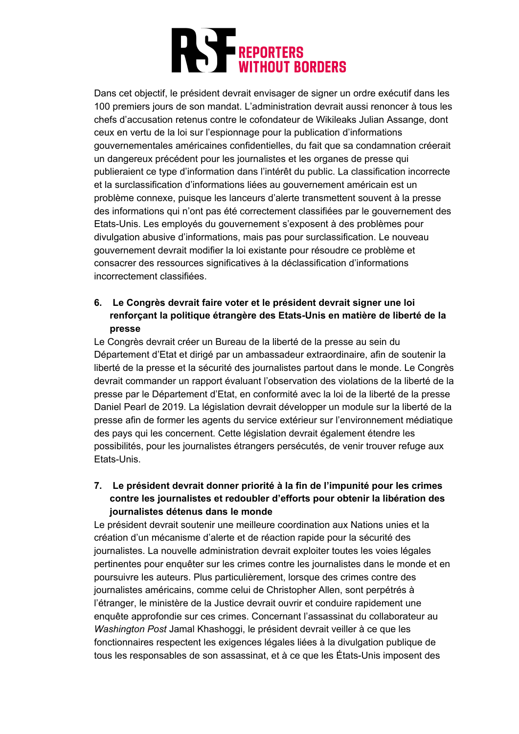Dans cet objectif, le président devrait envisager de signer un ordre exécutif dans les 100 premiers jours de son mandat. L'administration devrait aussi renoncer à tous les chefs d'accusation retenus contre le cofondateur de Wikileaks Julian Assange, dont ceux en vertu de la loi sur l'espionnage pour la publication d'informations gouvernementales américaines confidentielles, du fait que sa condamnation créerait un dangereux précédent pour les journalistes et les organes de presse qui publieraient ce type d'information dans l'intérêt du public. La classification incorrecte et la surclassification d'informations liées au gouvernement américain est un problème connexe, puisque les lanceurs d'alerte transmettent souvent à la presse des informations qui n'ont pas été correctement classifiées par le gouvernement des Etats-Unis. Les employés du gouvernement s'exposent à des problèmes pour divulgation abusive d'informations, mais pas pour surclassification. Le nouveau gouvernement devrait modifier la loi existante pour résoudre ce problème et consacrer des ressources significatives à la déclassification d'informations incorrectement classifiées.

6. **Le Congrès devrait faire voter et le président devrait signer une loi renforçant la politique étrangère des Etats-Unis en matière de liberté de la presse**

Le Congrès devrait créer un Bureau de la liberté de la presse au sein du Département d'Etat et dirigé par un ambassadeur extraordinaire, afin de soutenir la liberté de la presse et la sécurité des journalistes partout dans le monde. Le Congrès devrait commander un rapport évaluant l'observation des violations de la liberté de la presse par le Département d'Etat, en conformité avec la loi de la liberté de la presse Daniel Pearl de 2019. La législation devrait développer un module sur la liberté de la presse afin de former les agents du service extérieur sur l'environnement médiatique des pays qui les concernent. Cette législation devrait également étendre les possibilités, pour les journalistes étrangers persécutés, de venir trouver refuge aux Etats-Unis.

7. **Le président devrait donner priorité à la fin de l'impunité pour les crimes contre les journalistes et redoubler d'efforts pour obtenir la libération des journalistes détenus dans le monde**

Le président devrait soutenir une meilleure coordination aux Nations unies et la création d'un mécanisme d'alerte et de réaction rapide pour la sécurité des journalistes. La nouvelle administration devrait exploiter toutes les voies légales pertinentes pour enquêter sur les crimes contre les journalistes dans le monde et en poursuivre les auteurs. Plus particulièrement, lorsque des crimes contre des journalistes américains, comme celui de Christopher Allen, sont perpétrés à l'étranger, le ministère de la Justice devrait ouvrir et conduire rapidement une enquête approfondie sur ces crimes. Concernant l'assassinat du collaborateur au *Washington Post* Jamal Khashoggi, le président devrait veiller à ce que les fonctionnaires respectent les exigences légales liées à la divulgation publique de tous les responsables de son assassinat, et à ce que les États-Unis imposent des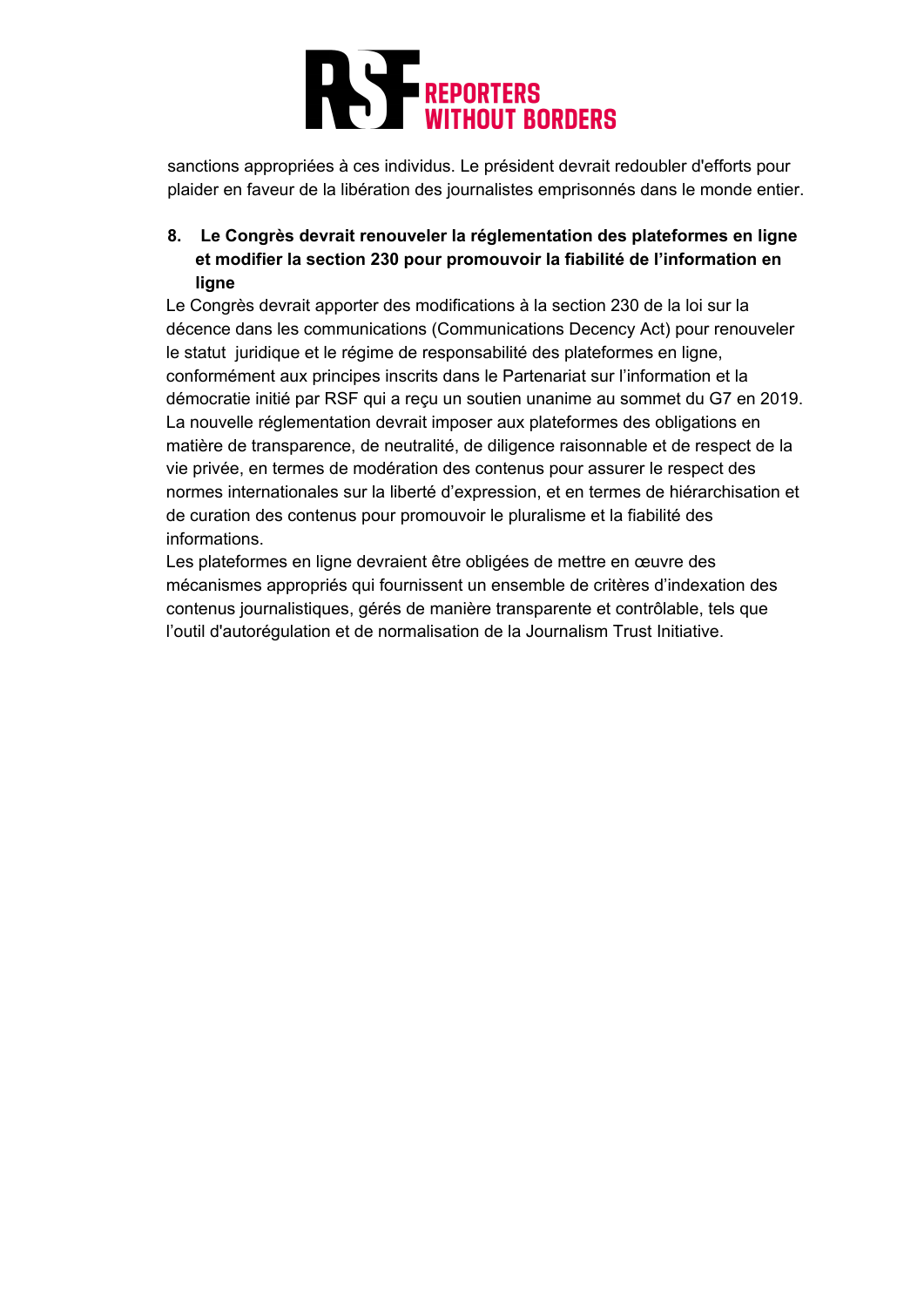sanctions appropriées à ces individus. Le président devrait redoubler d'efforts pour plaider en faveur de la libération des journalistes emprisonnés dans le monde entier.

8. **Le Congrès devrait renouveler la réglementation des plateformes en ligne et modifier la section 230 pour promouvoir la fiabilité de l'information en ligne**

Le Congrès devrait apporter des modifications à la section 230 de la loi sur la décence dans les communications (Communications Decency Act) pour renouveler le statut juridique et le régime de responsabilité des plateformes en ligne, conformément aux principes inscrits dans le Partenariat sur l'information et la démocratie initié par RSF qui a reçu un soutien unanime au sommet du G7 en 2019. La nouvelle réglementation devrait imposer aux plateformes des obligations en matière de transparence, de neutralité, de diligence raisonnable et de respect de la vie privée, en termes de modération des contenus pour assurer le respect des normes internationales sur la liberté d'expression, et en termes de hiérarchisation et de curation des contenus pour promouvoir le pluralisme et la fiabilité des informations.

Les plateformes en ligne devraient être obligées de mettre en œuvre des mécanismes appropriés qui fournissent un ensemble de critères d'indexation des contenus journalistiques, gérés de manière transparente et contrôlable, tels que l'outil d'autorégulation et de normalisation de la Journalism Trust Initiative.